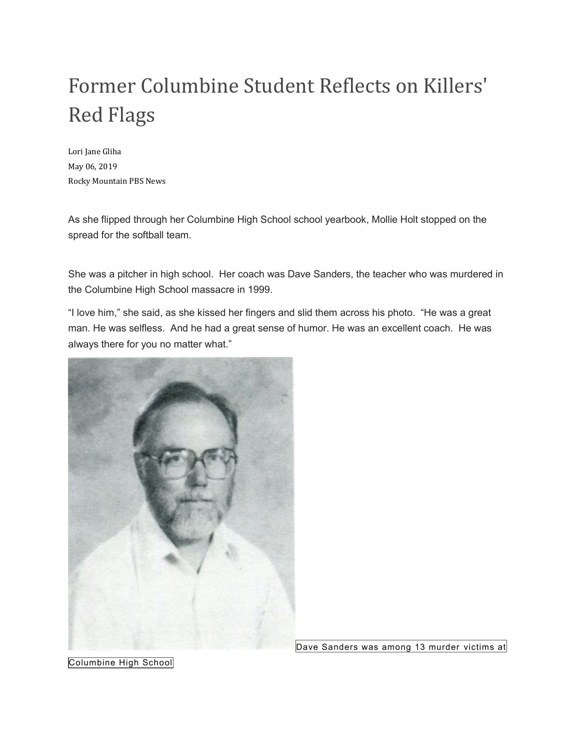# Former Columbine Student Reflects on Killers' Red Flags

Lori Jane Gliha
May 06, 2019
Rocky Mountain PBS News

As she flipped through her Columbine High School school yearbook, Mollie Holt stopped on the spread for the softball team.

She was a pitcher in high school. Her coach was Dave Sanders, the teacher who was murdered in the Columbine High School massacre in 1999.

“I love him,” she said, as she kissed her fingers and slid them across his photo. “He was a great man. He was selfless. And he had a great sense of humor. He was an excellent coach. He was always there for you no matter what.”

Dave Sanders was among 13 murder victims at Columbine High School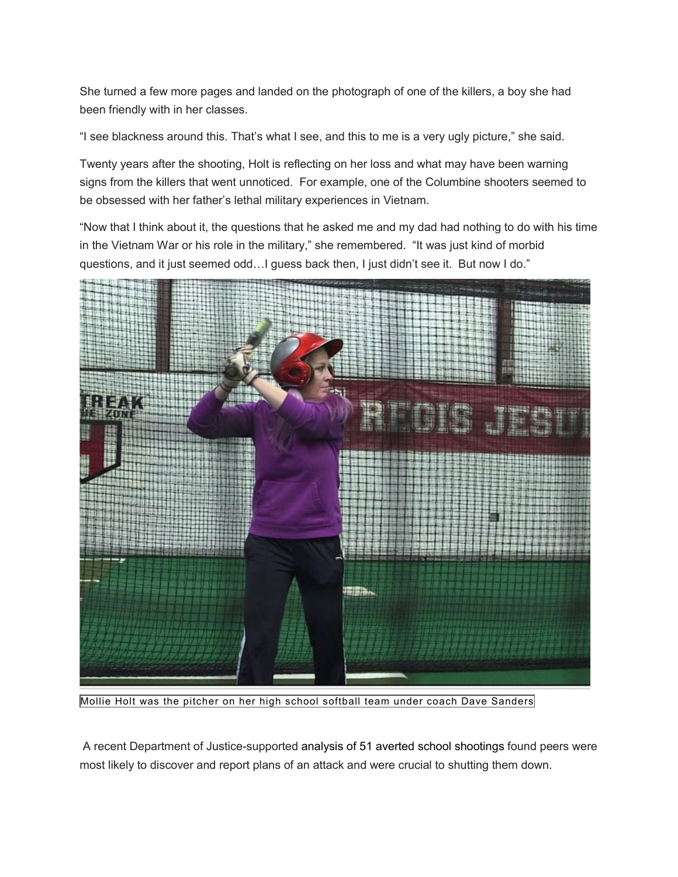She turned a few more pages and landed on the photograph of one of the killers, a boy she had been friendly with in her classes.

“I see blackness around this. That’s what I see, and this to me is a very ugly picture,” she said.

Twenty years after the shooting, Holt is reflecting on her loss and what may have been warning signs from the killers that went unnoticed. For example, one of the Columbine shooters seemed to be obsessed with her father’s lethal military experiences in Vietnam.

“Now that I think about it, the questions that he asked me and my dad had nothing to do with his time in the Vietnam War or his role in the military,” she remembered. “It was just kind of morbid questions, and it just seemed odd…I guess back then, I just didn’t see it. But now I do.”

Mollie Holt was the pitcher on her high school softball team under coach Dave Sanders

A recent Department of Justice-supported analysis of 51 averted school shootings found peers were most likely to discover and report plans of an attack and were crucial to shutting them down.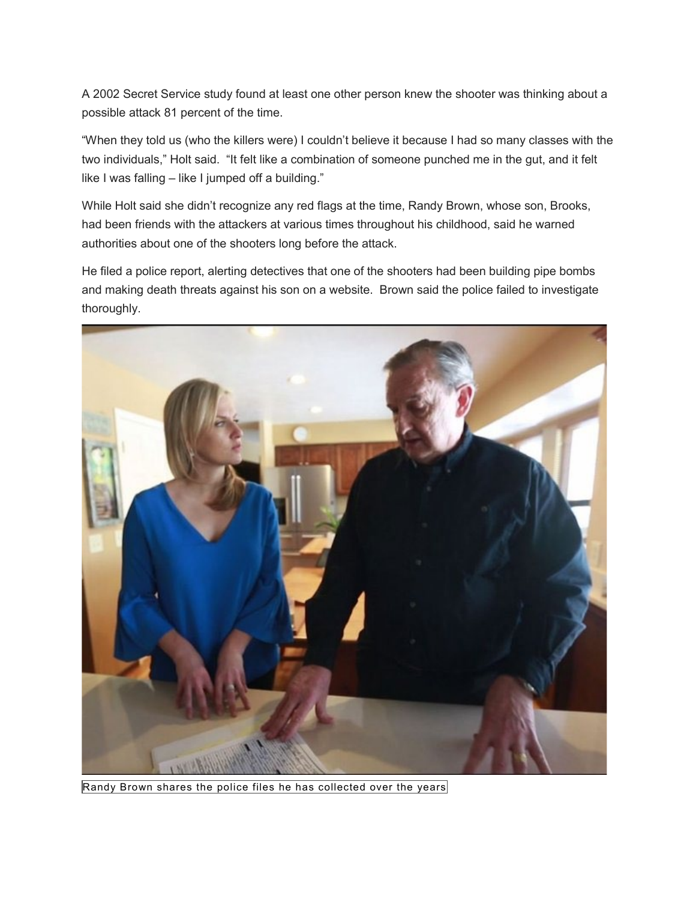A 2002 Secret Service study found at least one other person knew the shooter was thinking about a possible attack 81 percent of the time.

"When they told us (who the killers were) I couldn't believe it because I had so many classes with the two individuals," Holt said. "It felt like a combination of someone punched me in the gut, and it felt like I was falling – like I jumped off a building."

While Holt said she didn't recognize any red flags at the time, Randy Brown, whose son, Brooks, had been friends with the attackers at various times throughout his childhood, said he warned authorities about one of the shooters long before the attack.

He filed a police report, alerting detectives that one of the shooters had been building pipe bombs and making death threats against his son on a website. Brown said the police failed to investigate thoroughly.

Randy Brown shares the police files he has collected over the years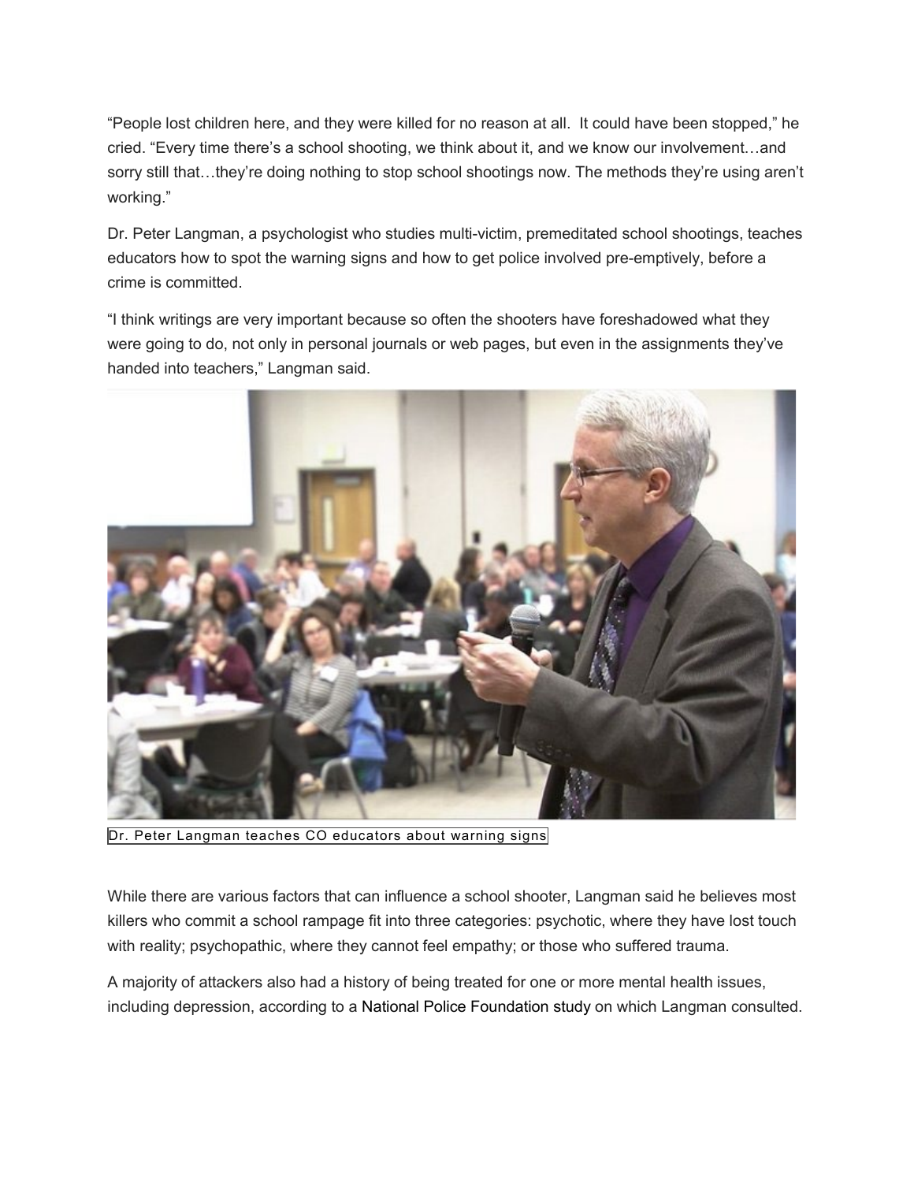"People lost children here, and they were killed for no reason at all.  It could have been stopped," he cried. "Every time there's a school shooting, we think about it, and we know our involvement…and sorry still that…they're doing nothing to stop school shootings now. The methods they're using aren't working."

Dr. Peter Langman, a psychologist who studies multi-victim, premeditated school shootings, teaches educators how to spot the warning signs and how to get police involved pre-emptively, before a crime is committed.

"I think writings are very important because so often the shooters have foreshadowed what they were going to do, not only in personal journals or web pages, but even in the assignments they've handed into teachers," Langman said.

Dr. Peter Langman teaches CO educators about warning signs

While there are various factors that can influence a school shooter, Langman said he believes most killers who commit a school rampage fit into three categories: psychotic, where they have lost touch with reality; psychopathic, where they cannot feel empathy; or those who suffered trauma.

A majority of attackers also had a history of being treated for one or more mental health issues, including depression, according to a National Police Foundation study on which Langman consulted.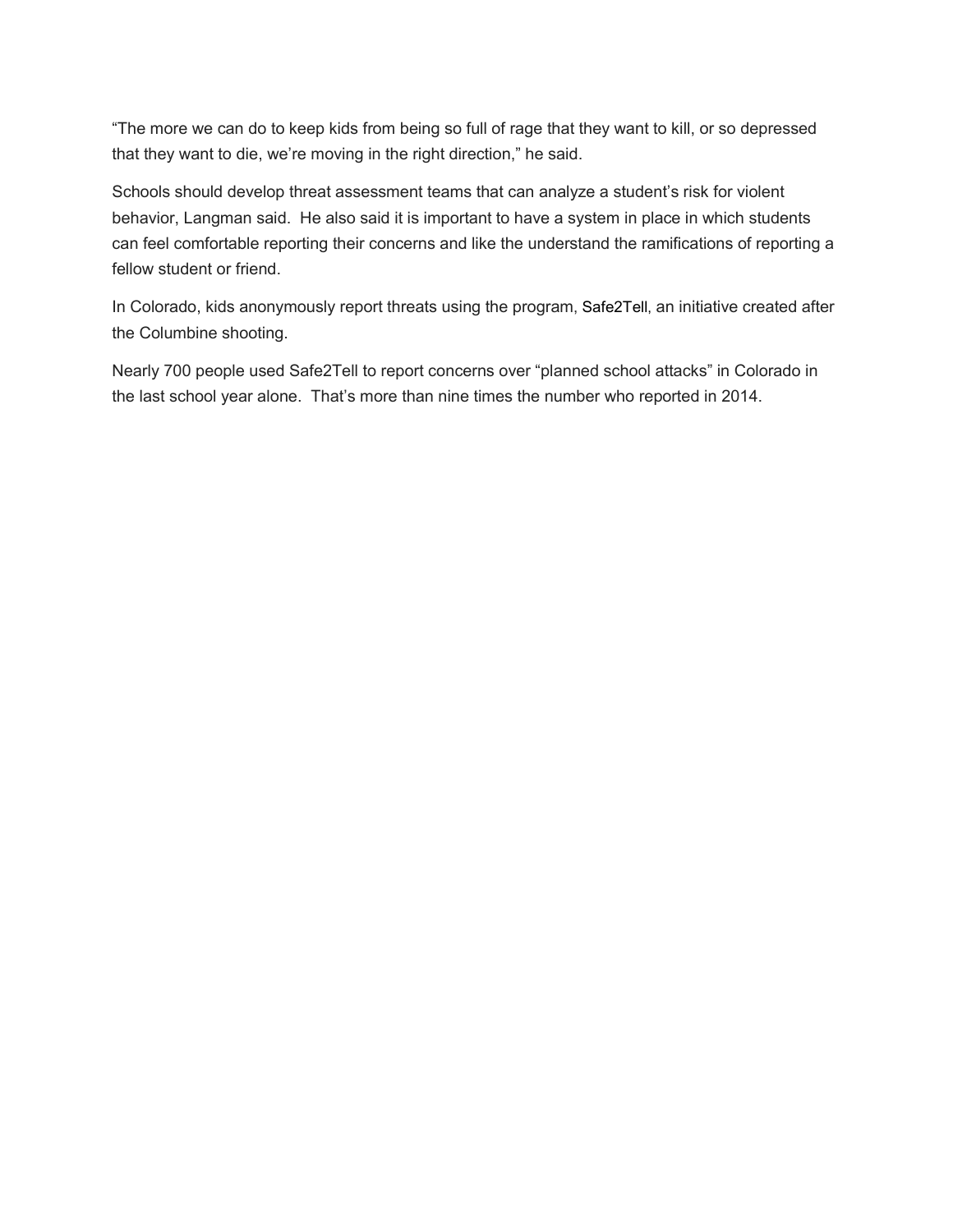"The more we can do to keep kids from being so full of rage that they want to kill, or so depressed that they want to die, we're moving in the right direction," he said.

Schools should develop threat assessment teams that can analyze a student's risk for violent behavior, Langman said. He also said it is important to have a system in place in which students can feel comfortable reporting their concerns and like the understand the ramifications of reporting a fellow student or friend.

In Colorado, kids anonymously report threats using the program, Safe2Tell, an initiative created after the Columbine shooting.

Nearly 700 people used Safe2Tell to report concerns over "planned school attacks" in Colorado in the last school year alone. That's more than nine times the number who reported in 2014.